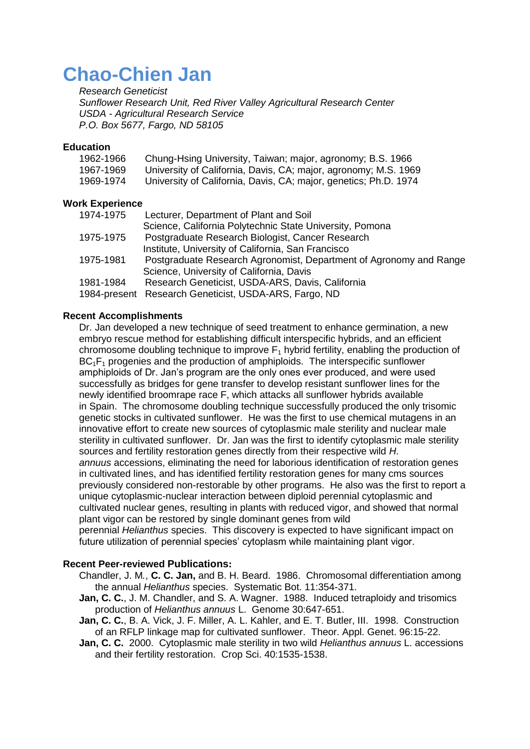# Chao-Chien Jan

*Research Geneticist*
*Sunflower Research Unit, Red River Valley Agricultural Research Center*
*USDA - Agricultural Research Service*
*P.O. Box 5677, Fargo, ND 58105*

### Education

| | |
|---|---|
| 1962-1966 | Chung-Hsing University, Taiwan; major, agronomy; B.S. 1966 |
| 1967-1969 | University of California, Davis, CA; major, agronomy; M.S. 1969 |
| 1969-1974 | University of California, Davis, CA; major, genetics; Ph.D. 1974 |

### Work Experience

| | |
|---|---|
| 1974-1975 | Lecturer, Department of Plant and Soil Science, California Polytechnic State University, Pomona |
| 1975-1975 | Postgraduate Research Biologist, Cancer Research Institute, University of California, San Francisco |
| 1975-1981 | Postgraduate Research Agronomist, Department of Agronomy and Range Science, University of California, Davis |
| 1981-1984 | Research Geneticist, USDA-ARS, Davis, California |
| 1984-present | Research Geneticist, USDA-ARS, Fargo, ND |

### Recent Accomplishments

Dr. Jan developed a new technique of seed treatment to enhance germination, a new embryo rescue method for establishing difficult interspecific hybrids, and an efficient chromosome doubling technique to improve $F_1$ hybrid fertility, enabling the production of $BC_1F_1$ progenies and the production of amphiploids. The interspecific sunflower amphiploids of Dr. Jan's program are the only ones ever produced, and were used successfully as bridges for gene transfer to develop resistant sunflower lines for the newly identified broomrape race F, which attacks all sunflower hybrids available in Spain. The chromosome doubling technique successfully produced the only trisomic genetic stocks in cultivated sunflower. He was the first to use chemical mutagens in an innovative effort to create new sources of cytoplasmic male sterility and nuclear male sterility in cultivated sunflower. Dr. Jan was the first to identify cytoplasmic male sterility sources and fertility restoration genes directly from their respective wild *H. annuus* accessions, eliminating the need for laborious identification of restoration genes in cultivated lines, and has identified fertility restoration genes for many cms sources previously considered non-restorable by other programs. He also was the first to report a unique cytoplasmic-nuclear interaction between diploid perennial cytoplasmic and cultivated nuclear genes, resulting in plants with reduced vigor, and showed that normal plant vigor can be restored by single dominant genes from wild perennial *Helianthus* species. This discovery is expected to have significant impact on future utilization of perennial species' cytoplasm while maintaining plant vigor.

### Recent Peer-reviewed Publications:

Chandler, J. M., **C. C. Jan,** and B. H. Beard. 1986. Chromosomal differentiation among the annual *Helianthus* species. Systematic Bot. 11:354-371.

**Jan, C. C.**, J. M. Chandler, and S. A. Wagner. 1988. Induced tetraploidy and trisomics production of *Helianthus annuus* L. Genome 30:647-651.

**Jan, C. C.**, B. A. Vick, J. F. Miller, A. L. Kahler, and E. T. Butler, III. 1998. Construction of an RFLP linkage map for cultivated sunflower. Theor. Appl. Genet. 96:15-22.

**Jan, C. C.** 2000. Cytoplasmic male sterility in two wild *Helianthus annuus* L. accessions and their fertility restoration. Crop Sci. 40:1535-1538.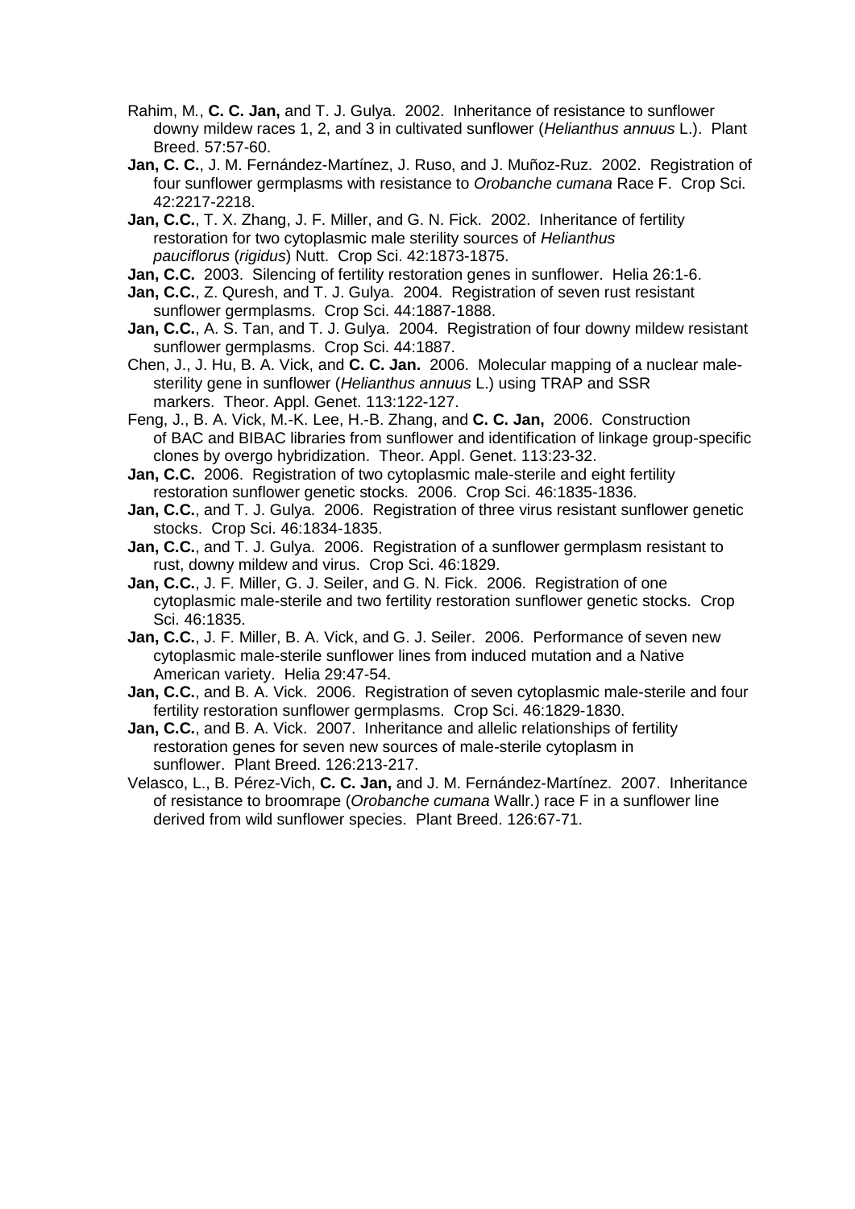Rahim, M., **C. C. Jan,** and T. J. Gulya. 2002. Inheritance of resistance to sunflower downy mildew races 1, 2, and 3 in cultivated sunflower (*Helianthus annuus* L.). Plant Breed. 57:57-60.

**Jan, C. C.**, J. M. Fernández-Martínez, J. Ruso, and J. Muñoz-Ruz. 2002. Registration of four sunflower germplasms with resistance to *Orobanche cumana* Race F. Crop Sci. 42:2217-2218.

**Jan, C.C.**, T. X. Zhang, J. F. Miller, and G. N. Fick. 2002. Inheritance of fertility restoration for two cytoplasmic male sterility sources of *Helianthus pauciflorus* (*rigidus*) Nutt. Crop Sci. 42:1873-1875.

**Jan, C.C.** 2003. Silencing of fertility restoration genes in sunflower. Helia 26:1-6.

**Jan, C.C.**, Z. Quresh, and T. J. Gulya. 2004. Registration of seven rust resistant sunflower germplasms. Crop Sci. 44:1887-1888.

**Jan, C.C.**, A. S. Tan, and T. J. Gulya. 2004. Registration of four downy mildew resistant sunflower germplasms. Crop Sci. 44:1887.

Chen, J., J. Hu, B. A. Vick, and **C. C. Jan.** 2006. Molecular mapping of a nuclear male-sterility gene in sunflower (*Helianthus annuus* L.) using TRAP and SSR markers. Theor. Appl. Genet. 113:122-127.

Feng, J., B. A. Vick, M.-K. Lee, H.-B. Zhang, and **C. C. Jan,** 2006. Construction of BAC and BIBAC libraries from sunflower and identification of linkage group-specific clones by overgo hybridization. Theor. Appl. Genet. 113:23-32.

**Jan, C.C.** 2006. Registration of two cytoplasmic male-sterile and eight fertility restoration sunflower genetic stocks. 2006. Crop Sci. 46:1835-1836.

**Jan, C.C.**, and T. J. Gulya. 2006. Registration of three virus resistant sunflower genetic stocks. Crop Sci. 46:1834-1835.

**Jan, C.C.**, and T. J. Gulya. 2006. Registration of a sunflower germplasm resistant to rust, downy mildew and virus. Crop Sci. 46:1829.

**Jan, C.C.**, J. F. Miller, G. J. Seiler, and G. N. Fick. 2006. Registration of one cytoplasmic male-sterile and two fertility restoration sunflower genetic stocks. Crop Sci. 46:1835.

**Jan, C.C.**, J. F. Miller, B. A. Vick, and G. J. Seiler. 2006. Performance of seven new cytoplasmic male-sterile sunflower lines from induced mutation and a Native American variety. Helia 29:47-54.

**Jan, C.C.**, and B. A. Vick. 2006. Registration of seven cytoplasmic male-sterile and four fertility restoration sunflower germplasms. Crop Sci. 46:1829-1830.

**Jan, C.C.**, and B. A. Vick. 2007. Inheritance and allelic relationships of fertility restoration genes for seven new sources of male-sterile cytoplasm in sunflower. Plant Breed. 126:213-217.

Velasco, L., B. Pérez-Vich, **C. C. Jan,** and J. M. Fernández-Martínez. 2007. Inheritance of resistance to broomrape (*Orobanche cumana* Wallr.) race F in a sunflower line derived from wild sunflower species. Plant Breed. 126:67-71.